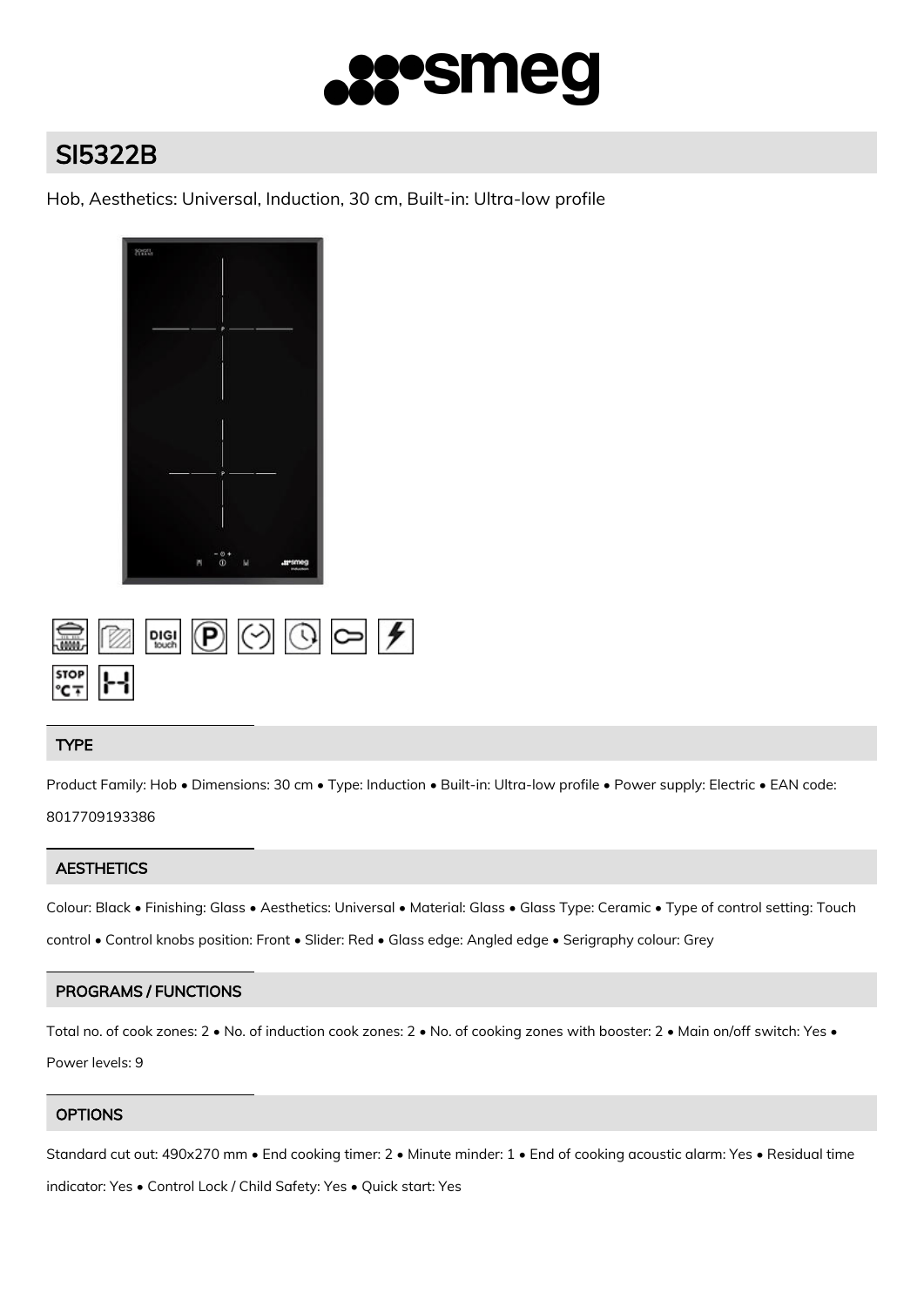# SI5322B

Hob, Aesthetics: Universal, Induction, 30 cm, Built-in: Ultra-low profile

## TYPE

Product Family: Hob • Dimensions: 30 cm • Type: Induction • Built-in: Ultra-low profile • Power supply: Electric • EAN code: 8017709193386

## AESTHETICS

Colour: Black • Finishing: Glass • Aesthetics: Universal • Material: Glass • Glass Type: Ceramic • Type of control setting: Touch control • Control knobs position: Front • Slider: Red • Glass edge: Angled edge • Serigraphy colour: Grey

## PROGRAMS / FUNCTIONS

Total no. of cook zones: 2 • No. of induction cook zones: 2 • No. of cooking zones with booster: 2 • Main on/off switch: Yes • Power levels: 9

## OPTIONS

Standard cut out: 490x270 mm • End cooking timer: 2 • Minute minder: 1 • End of cooking acoustic alarm: Yes • Residual time indicator: Yes • Control Lock / Child Safety: Yes • Quick start: Yes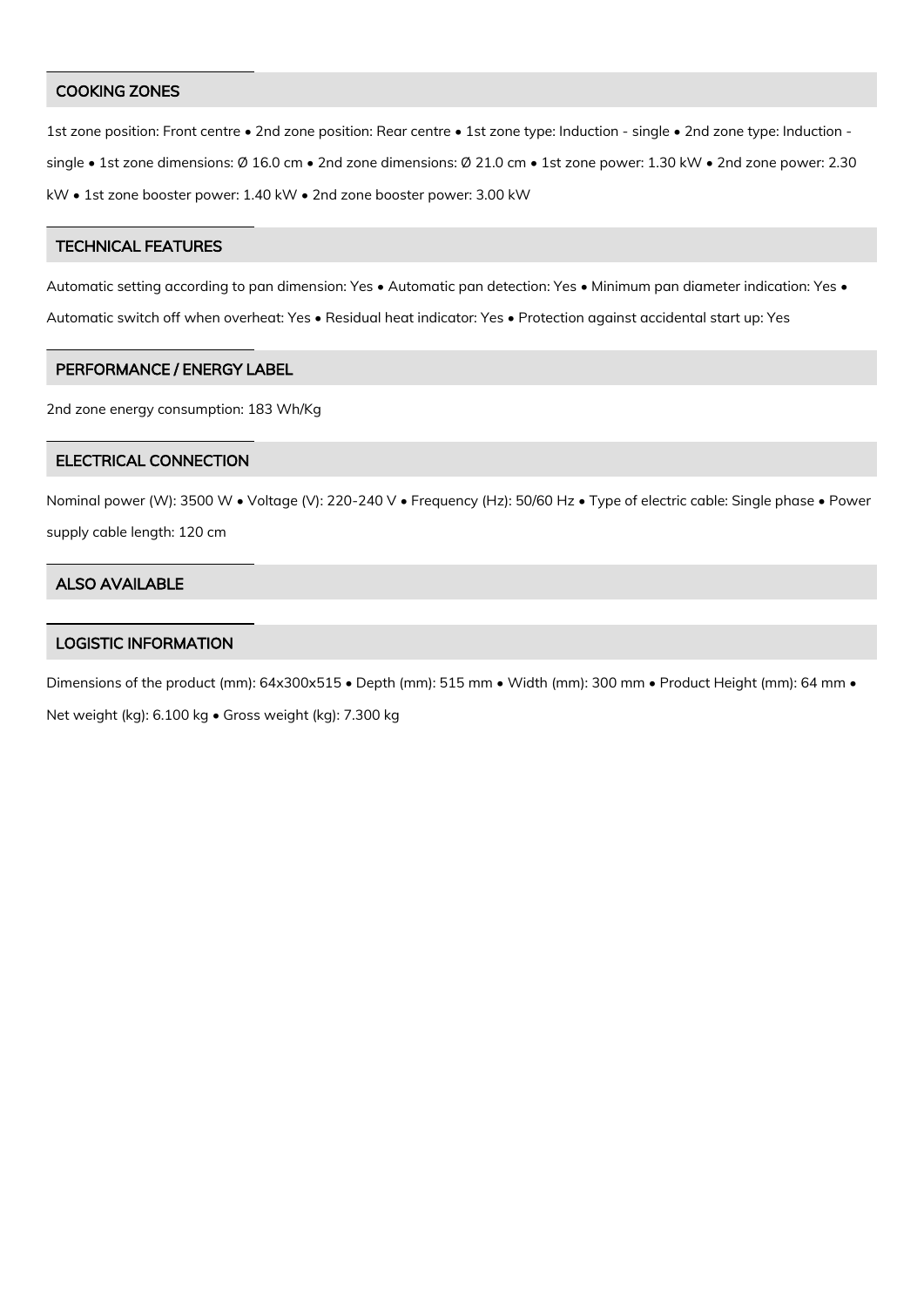## COOKING ZONES

1st zone position: Front centre • 2nd zone position: Rear centre • 1st zone type: Induction - single • 2nd zone type: Induction - single • 1st zone dimensions: Ø 16.0 cm • 2nd zone dimensions: Ø 21.0 cm • 1st zone power: 1.30 kW • 2nd zone power: 2.30 kW • 1st zone booster power: 1.40 kW • 2nd zone booster power: 3.00 kW

## TECHNICAL FEATURES

Automatic setting according to pan dimension: Yes • Automatic pan detection: Yes • Minimum pan diameter indication: Yes • Automatic switch off when overheat: Yes • Residual heat indicator: Yes • Protection against accidental start up: Yes

## PERFORMANCE / ENERGY LABEL

2nd zone energy consumption: 183 Wh/Kg

## ELECTRICAL CONNECTION

Nominal power (W): 3500 W • Voltage (V): 220-240 V • Frequency (Hz): 50/60 Hz • Type of electric cable: Single phase • Power supply cable length: 120 cm

## ALSO AVAILABLE

## LOGISTIC INFORMATION

Dimensions of the product (mm): 64x300x515 • Depth (mm): 515 mm • Width (mm): 300 mm • Product Height (mm): 64 mm • Net weight (kg): 6.100 kg • Gross weight (kg): 7.300 kg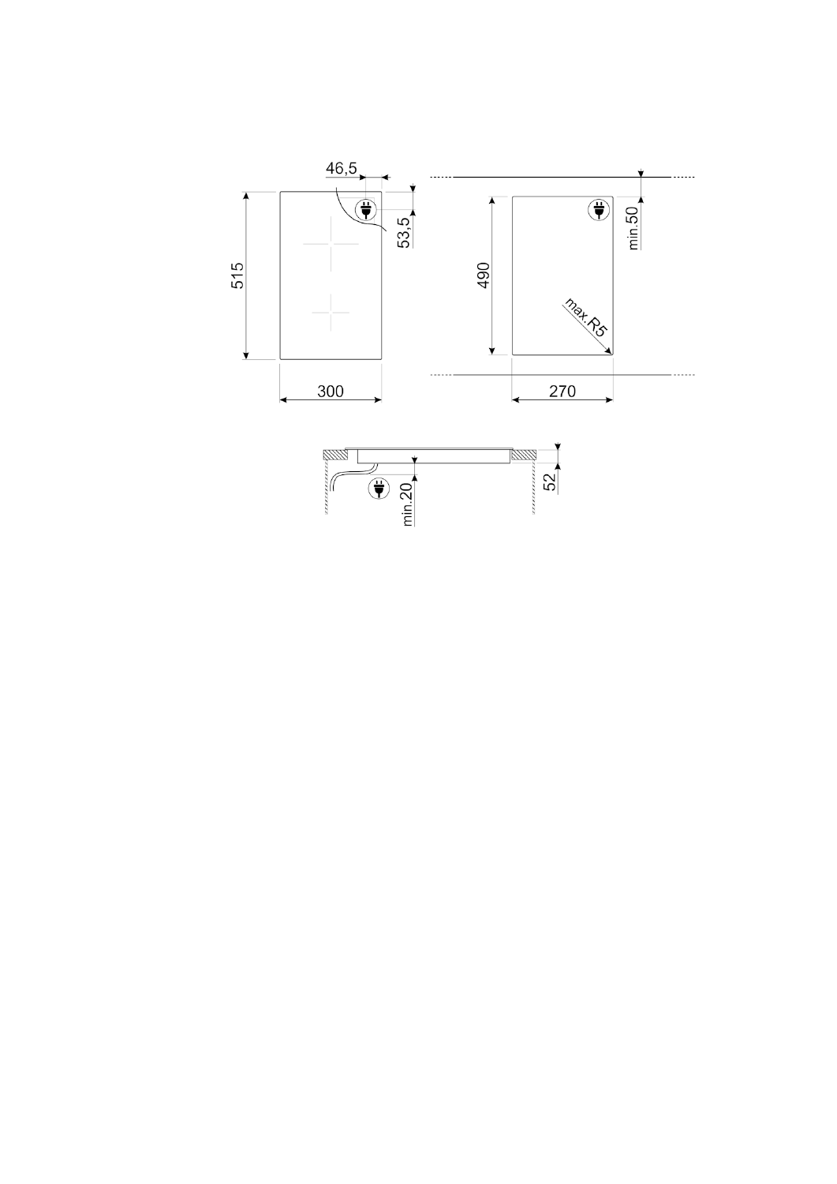46,5

53,5

515

300

490

min.50

max.R5

270

min.20

52